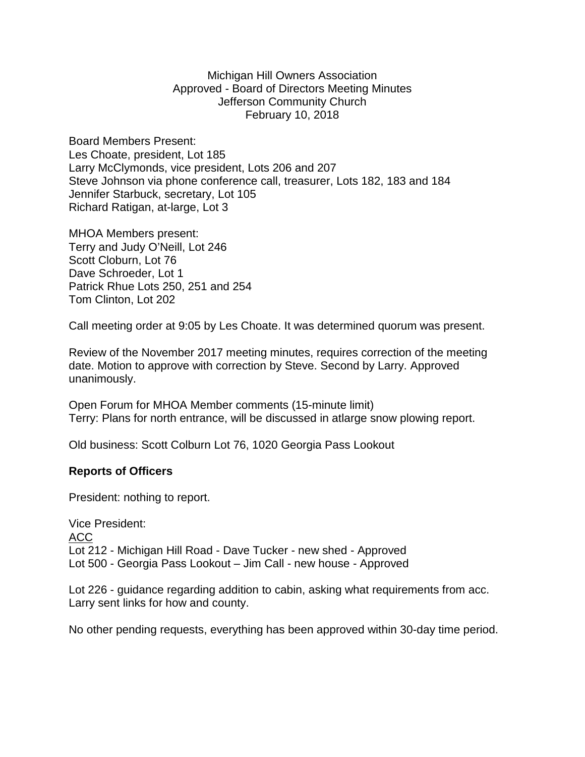Michigan Hill Owners Association
Approved - Board of Directors Meeting Minutes
Jefferson Community Church
February 10, 2018

Board Members Present:
Les Choate, president, Lot 185
Larry McClymonds, vice president, Lots 206 and 207
Steve Johnson via phone conference call, treasurer, Lots 182, 183 and 184
Jennifer Starbuck, secretary, Lot 105
Richard Ratigan, at-large, Lot 3

MHOA Members present:
Terry and Judy O'Neill, Lot 246
Scott Cloburn, Lot 76
Dave Schroeder, Lot 1
Patrick Rhue Lots 250, 251 and 254
Tom Clinton, Lot 202

Call meeting order at 9:05 by Les Choate. It was determined quorum was present.

Review of the November 2017 meeting minutes, requires correction of the meeting date. Motion to approve with correction by Steve. Second by Larry. Approved unanimously.

Open Forum for MHOA Member comments (15-minute limit)
Terry: Plans for north entrance, will be discussed in atlarge snow plowing report.

Old business: Scott Colburn Lot 76, 1020 Georgia Pass Lookout

**Reports of Officers**

President: nothing to report.

Vice President:
ACC
Lot 212 - Michigan Hill Road - Dave Tucker - new shed - Approved
Lot 500 - Georgia Pass Lookout – Jim Call - new house - Approved

Lot 226 - guidance regarding addition to cabin, asking what requirements from acc. Larry sent links for how and county.

No other pending requests, everything has been approved within 30-day time period.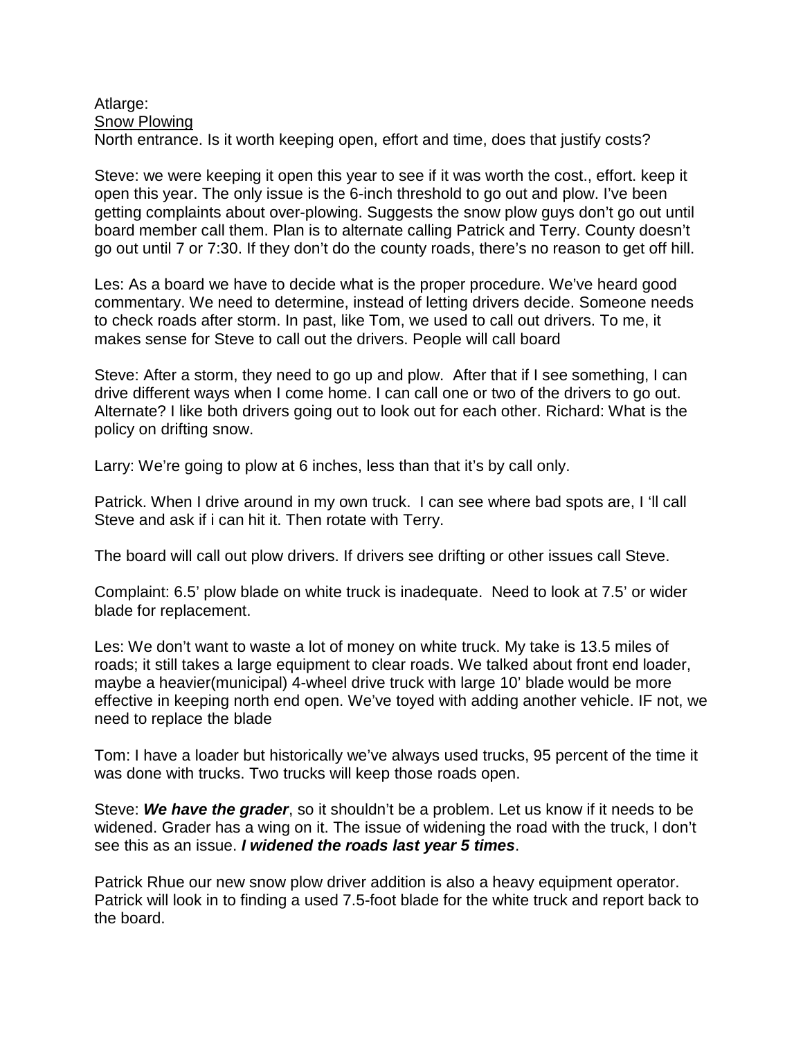Atlarge:

<u>Snow Plowing</u>

North entrance. Is it worth keeping open, effort and time, does that justify costs?

Steve: we were keeping it open this year to see if it was worth the cost., effort. keep it open this year. The only issue is the 6-inch threshold to go out and plow. I've been getting complaints about over-plowing. Suggests the snow plow guys don't go out until board member call them. Plan is to alternate calling Patrick and Terry. County doesn't go out until 7 or 7:30. If they don't do the county roads, there's no reason to get off hill.

Les: As a board we have to decide what is the proper procedure. We've heard good commentary. We need to determine, instead of letting drivers decide. Someone needs to check roads after storm. In past, like Tom, we used to call out drivers. To me, it makes sense for Steve to call out the drivers. People will call board

Steve: After a storm, they need to go up and plow. After that if I see something, I can drive different ways when I come home. I can call one or two of the drivers to go out. Alternate? I like both drivers going out to look out for each other. Richard: What is the policy on drifting snow.

Larry: We're going to plow at 6 inches, less than that it's by call only.

Patrick. When I drive around in my own truck. I can see where bad spots are, I 'll call Steve and ask if i can hit it. Then rotate with Terry.

The board will call out plow drivers. If drivers see drifting or other issues call Steve.

Complaint: 6.5' plow blade on white truck is inadequate. Need to look at 7.5' or wider blade for replacement.

Les: We don't want to waste a lot of money on white truck. My take is 13.5 miles of roads; it still takes a large equipment to clear roads. We talked about front end loader, maybe a heavier(municipal) 4-wheel drive truck with large 10' blade would be more effective in keeping north end open. We've toyed with adding another vehicle. IF not, we need to replace the blade

Tom: I have a loader but historically we've always used trucks, 95 percent of the time it was done with trucks. Two trucks will keep those roads open.

Steve: ***We have the grader***, so it shouldn't be a problem. Let us know if it needs to be widened. Grader has a wing on it. The issue of widening the road with the truck, I don't see this as an issue. ***I widened the roads last year 5 times***.

Patrick Rhue our new snow plow driver addition is also a heavy equipment operator. Patrick will look in to finding a used 7.5-foot blade for the white truck and report back to the board.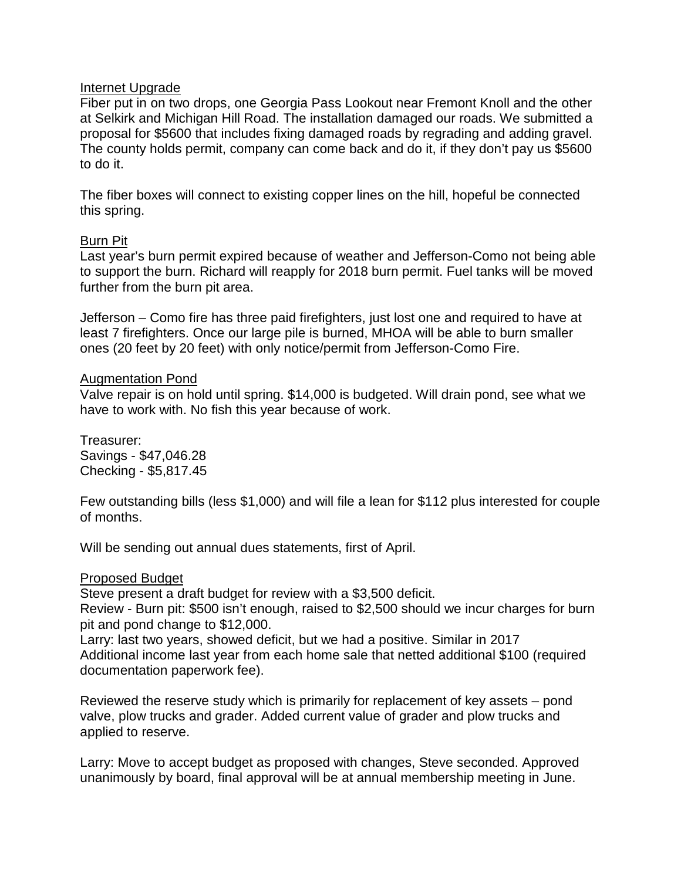<u>Internet Upgrade</u>

Fiber put in on two drops, one Georgia Pass Lookout near Fremont Knoll and the other at Selkirk and Michigan Hill Road. The installation damaged our roads. We submitted a proposal for $5600 that includes fixing damaged roads by regrading and adding gravel. The county holds permit, company can come back and do it, if they don't pay us $5600 to do it.

The fiber boxes will connect to existing copper lines on the hill, hopeful be connected this spring.

<u>Burn Pit</u>

Last year's burn permit expired because of weather and Jefferson-Como not being able to support the burn. Richard will reapply for 2018 burn permit. Fuel tanks will be moved further from the burn pit area.

Jefferson – Como fire has three paid firefighters, just lost one and required to have at least 7 firefighters. Once our large pile is burned, MHOA will be able to burn smaller ones (20 feet by 20 feet) with only notice/permit from Jefferson-Como Fire.

<u>Augmentation Pond</u>

Valve repair is on hold until spring. $14,000 is budgeted. Will drain pond, see what we have to work with. No fish this year because of work.

Treasurer:
Savings - $47,046.28
Checking - $5,817.45

Few outstanding bills (less $1,000) and will file a lean for $112 plus interested for couple of months.

Will be sending out annual dues statements, first of April.

<u>Proposed Budget</u>

Steve present a draft budget for review with a $3,500 deficit.
Review - Burn pit: $500 isn't enough, raised to $2,500 should we incur charges for burn pit and pond change to $12,000.
Larry: last two years, showed deficit, but we had a positive. Similar in 2017
Additional income last year from each home sale that netted additional $100 (required documentation paperwork fee).

Reviewed the reserve study which is primarily for replacement of key assets – pond valve, plow trucks and grader. Added current value of grader and plow trucks and applied to reserve.

Larry: Move to accept budget as proposed with changes, Steve seconded. Approved unanimously by board, final approval will be at annual membership meeting in June.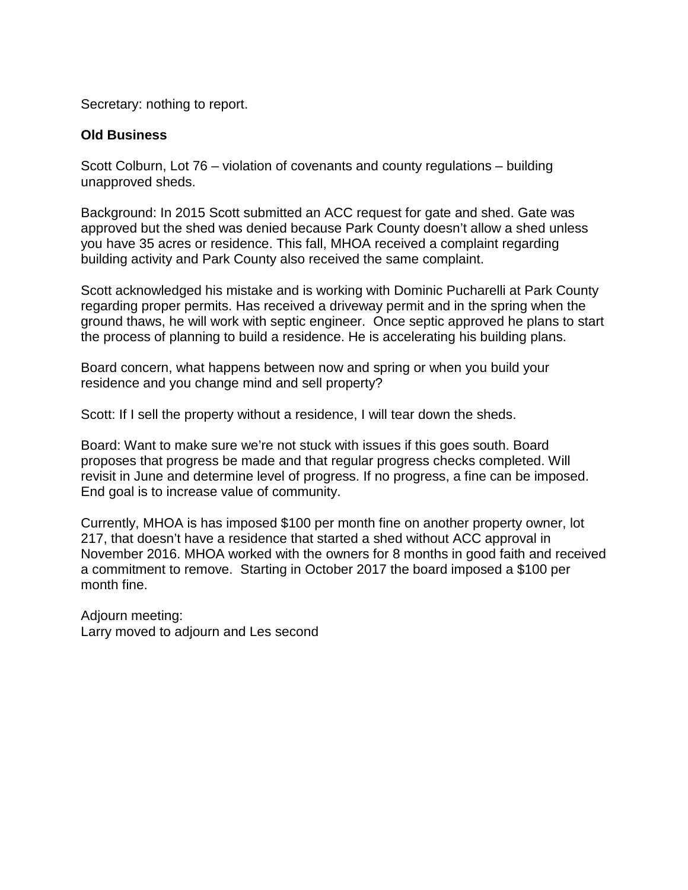Secretary: nothing to report.

**Old Business**

Scott Colburn, Lot 76 – violation of covenants and county regulations – building unapproved sheds.

Background: In 2015 Scott submitted an ACC request for gate and shed. Gate was approved but the shed was denied because Park County doesn't allow a shed unless you have 35 acres or residence. This fall, MHOA received a complaint regarding building activity and Park County also received the same complaint.

Scott acknowledged his mistake and is working with Dominic Pucharelli at Park County regarding proper permits. Has received a driveway permit and in the spring when the ground thaws, he will work with septic engineer. Once septic approved he plans to start the process of planning to build a residence. He is accelerating his building plans.

Board concern, what happens between now and spring or when you build your residence and you change mind and sell property?

Scott: If I sell the property without a residence, I will tear down the sheds.

Board: Want to make sure we're not stuck with issues if this goes south. Board proposes that progress be made and that regular progress checks completed. Will revisit in June and determine level of progress. If no progress, a fine can be imposed. End goal is to increase value of community.

Currently, MHOA is has imposed $100 per month fine on another property owner, lot 217, that doesn't have a residence that started a shed without ACC approval in November 2016. MHOA worked with the owners for 8 months in good faith and received a commitment to remove. Starting in October 2017 the board imposed a $100 per month fine.

Adjourn meeting:
Larry moved to adjourn and Les second